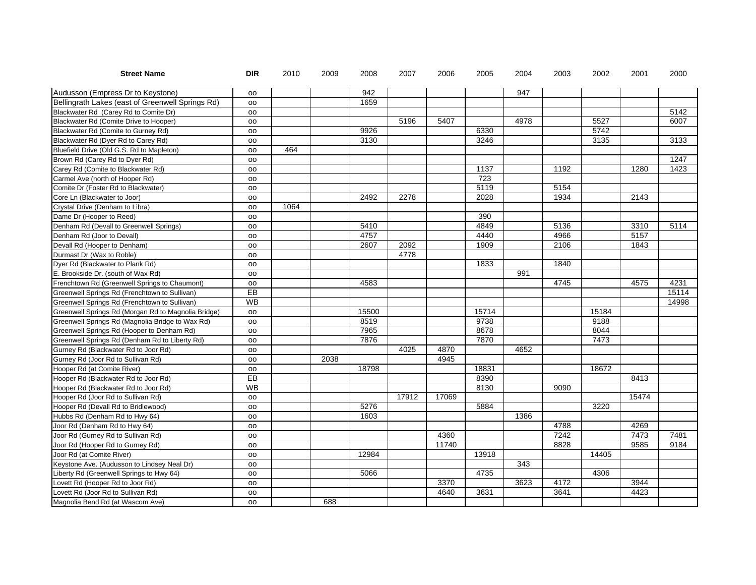| Street Name | DIR | 2010 | 2009 | 2008 | 2007 | 2006 | 2005 | 2004 | 2003 | 2002 | 2001 | 2000 |
|---|---|---|---|---|---|---|---|---|---|---|---|---|
| Audusson (Empress Dr to Keystone) | oo | | | 942 | | | | 947 | | | | |
| Bellingrath Lakes (east of Greenwell Springs Rd) | oo | | | 1659 | | | | | | | | |
| Blackwater Rd (Carey Rd to Comite Dr) | oo | | | | | | | | | | | 5142 |
| Blackwater Rd (Comite Drive to Hooper) | oo | | | | 5196 | 5407 | | 4978 | | 5527 | | 6007 |
| Blackwater Rd (Comite to Gurney Rd) | oo | | | 9926 | | | 6330 | | | 5742 | | |
| Blackwater Rd (Dyer Rd to Carey Rd) | oo | | | 3130 | | | 3246 | | | 3135 | | 3133 |
| Bluefield Drive (Old G.S. Rd to Mapleton) | oo | 464 | | | | | | | | | | |
| Brown Rd (Carey Rd to Dyer Rd) | oo | | | | | | | | | | | 1247 |
| Carey Rd (Comite to Blackwater Rd) | oo | | | | | | 1137 | | 1192 | | 1280 | 1423 |
| Carmel Ave (north of Hooper Rd) | oo | | | | | | 723 | | | | | |
| Comite Dr (Foster Rd to Blackwater) | oo | | | | | | 5119 | | 5154 | | | |
| Core Ln (Blackwater to Joor) | oo | | | 2492 | 2278 | | 2028 | | 1934 | | 2143 | |
| Crystal Drive (Denham to Libra) | oo | 1064 | | | | | | | | | | |
| Dame Dr (Hooper to Reed) | oo | | | | | | 390 | | | | | |
| Denham Rd (Devall to Greenwell Springs) | oo | | | 5410 | | | 4849 | | 5136 | | 3310 | 5114 |
| Denham Rd (Joor to Devall) | oo | | | 4757 | | | 4440 | | 4966 | | 5157 | |
| Devall Rd (Hooper to Denham) | oo | | | 2607 | 2092 | | 1909 | | 2106 | | 1843 | |
| Durmast Dr (Wax to Roble) | oo | | | | 4778 | | | | | | | |
| Dyer Rd (Blackwater to Plank Rd) | oo | | | | | | 1833 | | 1840 | | | |
| E. Brookside Dr. (south of Wax Rd) | oo | | | | | | | 991 | | | | |
| Frenchtown Rd (Greenwell Springs to Chaumont) | oo | | | 4583 | | | | | 4745 | | 4575 | 4231 |
| Greenwell Springs Rd (Frenchtown to Sullivan) | EB | | | | | | | | | | | 15114 |
| Greenwell Springs Rd (Frenchtown to Sullivan) | WB | | | | | | | | | | | 14998 |
| Greenwell Springs Rd (Morgan Rd to Magnolia Bridge) | oo | | | 15500 | | | 15714 | | | 15184 | | |
| Greenwell Springs Rd (Magnolia Bridge to Wax Rd) | oo | | | 8519 | | | 9738 | | | 9188 | | |
| Greenwell Springs Rd (Hooper to Denham Rd) | oo | | | 7965 | | | 8678 | | | 8044 | | |
| Greenwell Springs Rd (Denham Rd to Liberty Rd) | oo | | | 7876 | | | 7870 | | | 7473 | | |
| Gurney Rd (Blackwater Rd to Joor Rd) | oo | | | | 4025 | 4870 | | 4652 | | | | |
| Gurney Rd (Joor Rd to Sullivan Rd) | oo | | 2038 | | | 4945 | | | | | | |
| Hooper Rd (at Comite River) | oo | | | 18798 | | | 18831 | | | 18672 | | |
| Hooper Rd (Blackwater Rd to Joor Rd) | EB | | | | | | 8390 | | | | 8413 | |
| Hooper Rd (Blackwater Rd to Joor Rd) | WB | | | | | | 8130 | | 9090 | | | |
| Hooper Rd (Joor Rd to Sullivan Rd) | oo | | | | 17912 | 17069 | | | | | 15474 | |
| Hooper Rd (Devall Rd to Bridlewood) | oo | | | 5276 | | | 5884 | | | 3220 | | |
| Hubbs Rd (Denham Rd to Hwy 64) | oo | | | 1603 | | | | 1386 | | | | |
| Joor Rd (Denham Rd to Hwy 64) | oo | | | | | | | | 4788 | | 4269 | |
| Joor Rd (Gurney Rd to Sullivan Rd) | oo | | | | | 4360 | | | 7242 | | 7473 | 7481 |
| Joor Rd (Hooper Rd to Gurney Rd) | oo | | | | | 11740 | | | 8828 | | 9585 | 9184 |
| Joor Rd (at Comite River) | oo | | | 12984 | | | 13918 | | | 14405 | | |
| Keystone Ave. (Audusson to Lindsey Neal Dr) | oo | | | | | | | 343 | | | | |
| Liberty Rd (Greenwell Springs to Hwy 64) | oo | | | 5066 | | | 4735 | | | 4306 | | |
| Lovett Rd (Hooper Rd to Joor Rd) | oo | | | | | 3370 | | 3623 | 4172 | | 3944 | |
| Lovett Rd (Joor Rd to Sullivan Rd) | oo | | | | | 4640 | 3631 | | 3641 | | 4423 | |
| Magnolia Bend Rd (at Wascom Ave) | oo | | 688 | | | | | | | | | |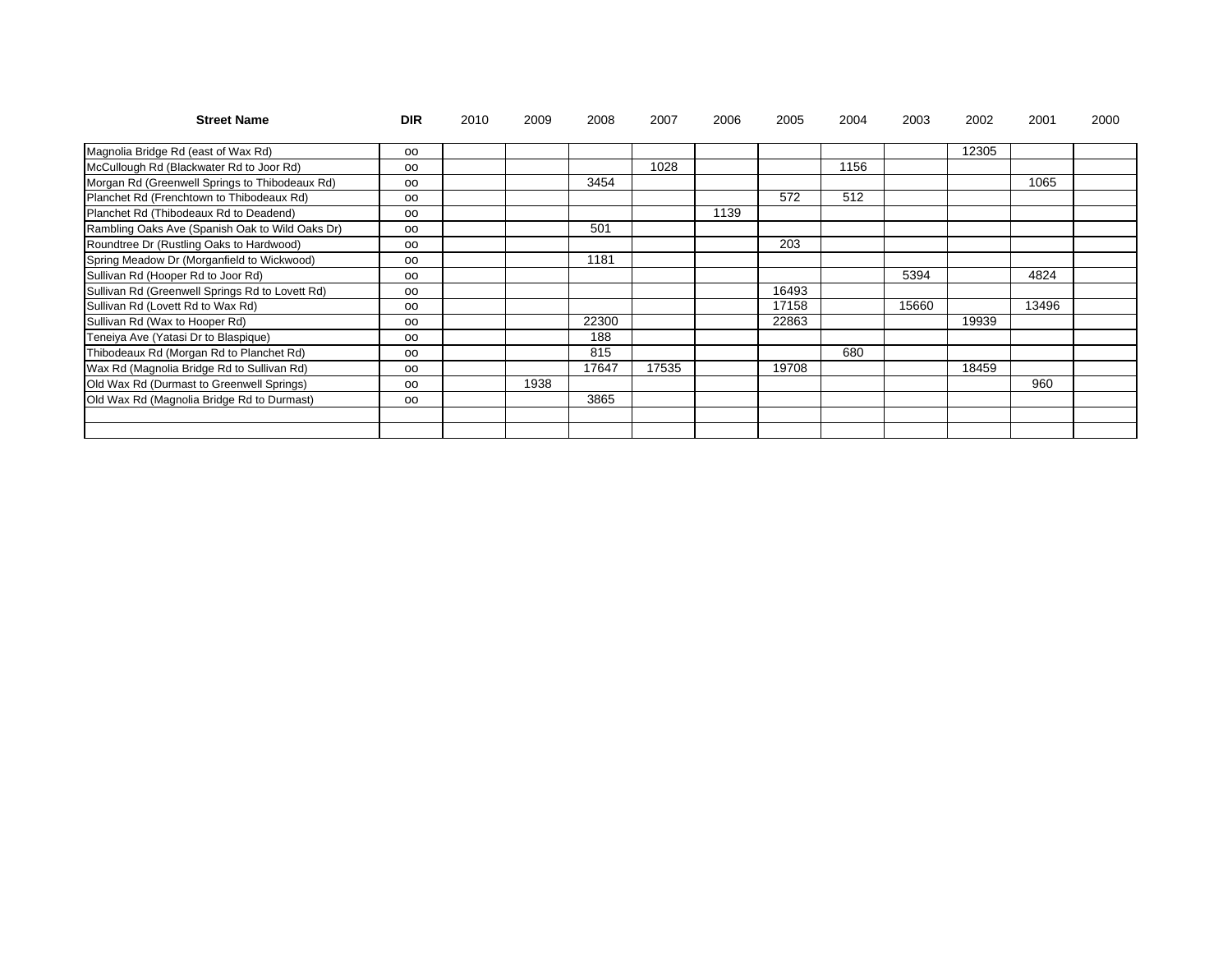| Street Name | DIR | 2010 | 2009 | 2008 | 2007 | 2006 | 2005 | 2004 | 2003 | 2002 | 2001 | 2000 |
|---|---|---|---|---|---|---|---|---|---|---|---|---|
| Magnolia Bridge Rd (east of Wax Rd) | oo | | | | | | | | | 12305 | | |
| McCullough Rd (Blackwater Rd to Joor Rd) | oo | | | | 1028 | | | 1156 | | | | |
| Morgan Rd (Greenwell Springs to Thibodeaux Rd) | oo | | | 3454 | | | | | | | 1065 | |
| Planchet Rd (Frenchtown to Thibodeaux Rd) | oo | | | | | | 572 | 512 | | | | |
| Planchet Rd (Thibodeaux Rd to Deadend) | oo | | | | | 1139 | | | | | | |
| Rambling Oaks Ave (Spanish Oak to Wild Oaks Dr) | oo | | | 501 | | | | | | | | |
| Roundtree Dr (Rustling Oaks to Hardwood) | oo | | | | | | 203 | | | | | |
| Spring Meadow Dr (Morganfield to Wickwood) | oo | | | 1181 | | | | | | | | |
| Sullivan Rd (Hooper Rd to Joor Rd) | oo | | | | | | | | 5394 | | 4824 | |
| Sullivan Rd (Greenwell Springs Rd to Lovett Rd) | oo | | | | | | 16493 | | | | | |
| Sullivan Rd (Lovett Rd to Wax Rd) | oo | | | | | | 17158 | | 15660 | | 13496 | |
| Sullivan Rd (Wax to Hooper Rd) | oo | | | 22300 | | | 22863 | | | 19939 | | |
| Teneiya Ave (Yatasi Dr to Blaspique) | oo | | | 188 | | | | | | | | |
| Thibodeaux Rd (Morgan Rd to Planchet Rd) | oo | | | 815 | | | | 680 | | | | |
| Wax Rd (Magnolia Bridge Rd to Sullivan Rd) | oo | | | 17647 | 17535 | | 19708 | | | 18459 | | |
| Old Wax Rd (Durmast to Greenwell Springs) | oo | | 1938 | | | | | | | | 960 | |
| Old Wax Rd (Magnolia Bridge Rd to Durmast) | oo | | | 3865 | | | | | | | | |
| | | | | | | | | | | | | |
| | | | | | | | | | | | | |